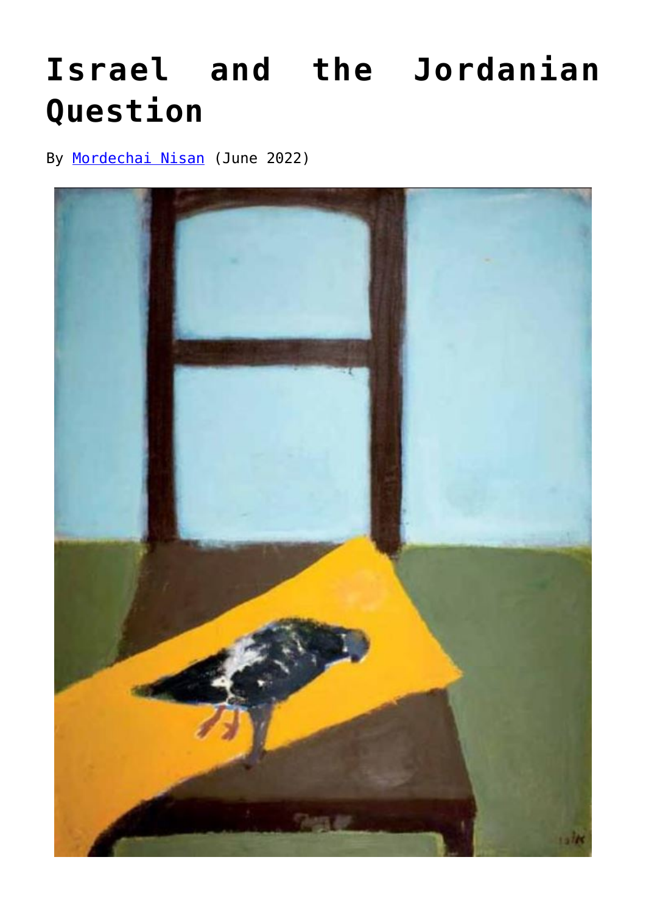# Israel and the Jordanian Question

By [Mordechai Nisan](Mordechai Nisan) (June 2022)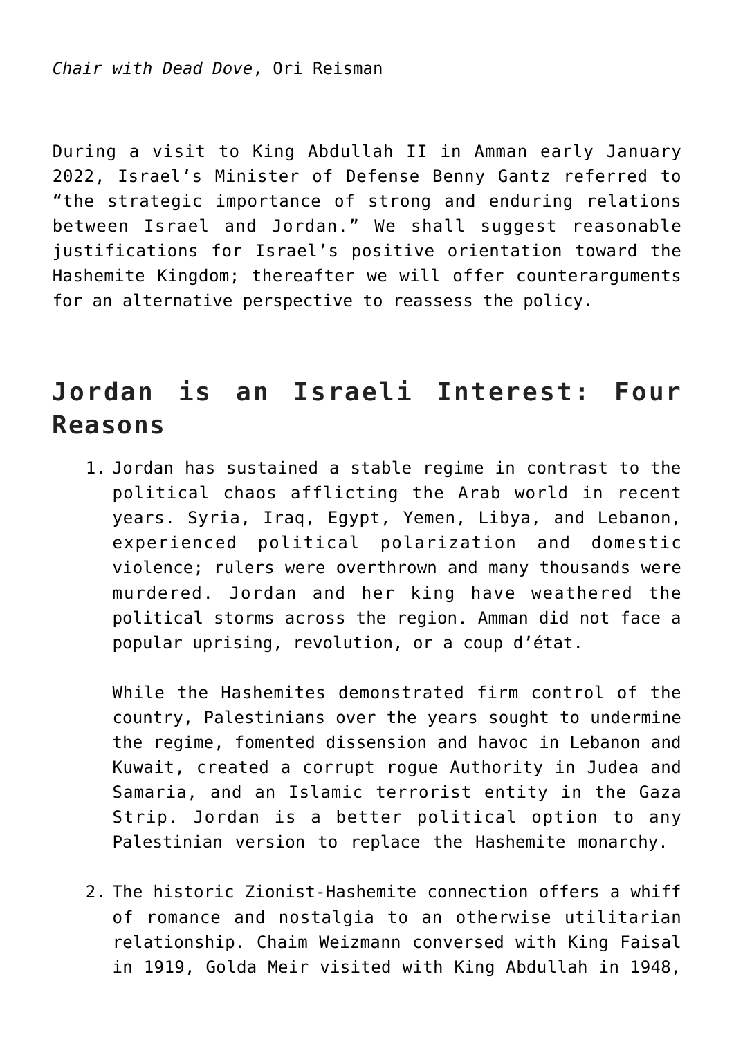*Chair with Dead Dove*, Ori Reisman

During a visit to King Abdullah II in Amman early January 2022, Israel's Minister of Defense Benny Gantz referred to "the strategic importance of strong and enduring relations between Israel and Jordan." We shall suggest reasonable justifications for Israel's positive orientation toward the Hashemite Kingdom; thereafter we will offer counterarguments for an alternative perspective to reassess the policy.

## Jordan is an Israeli Interest: Four Reasons

1. Jordan has sustained a stable regime in contrast to the political chaos afflicting the Arab world in recent years. Syria, Iraq, Egypt, Yemen, Libya, and Lebanon, experienced political polarization and domestic violence; rulers were overthrown and many thousands were murdered. Jordan and her king have weathered the political storms across the region. Amman did not face a popular uprising, revolution, or a coup d'état.

   While the Hashemites demonstrated firm control of the country, Palestinians over the years sought to undermine the regime, fomented dissension and havoc in Lebanon and Kuwait, created a corrupt rogue Authority in Judea and Samaria, and an Islamic terrorist entity in the Gaza Strip. Jordan is a better political option to any Palestinian version to replace the Hashemite monarchy.

2. The historic Zionist-Hashemite connection offers a whiff of romance and nostalgia to an otherwise utilitarian relationship. Chaim Weizmann conversed with King Faisal in 1919, Golda Meir visited with King Abdullah in 1948,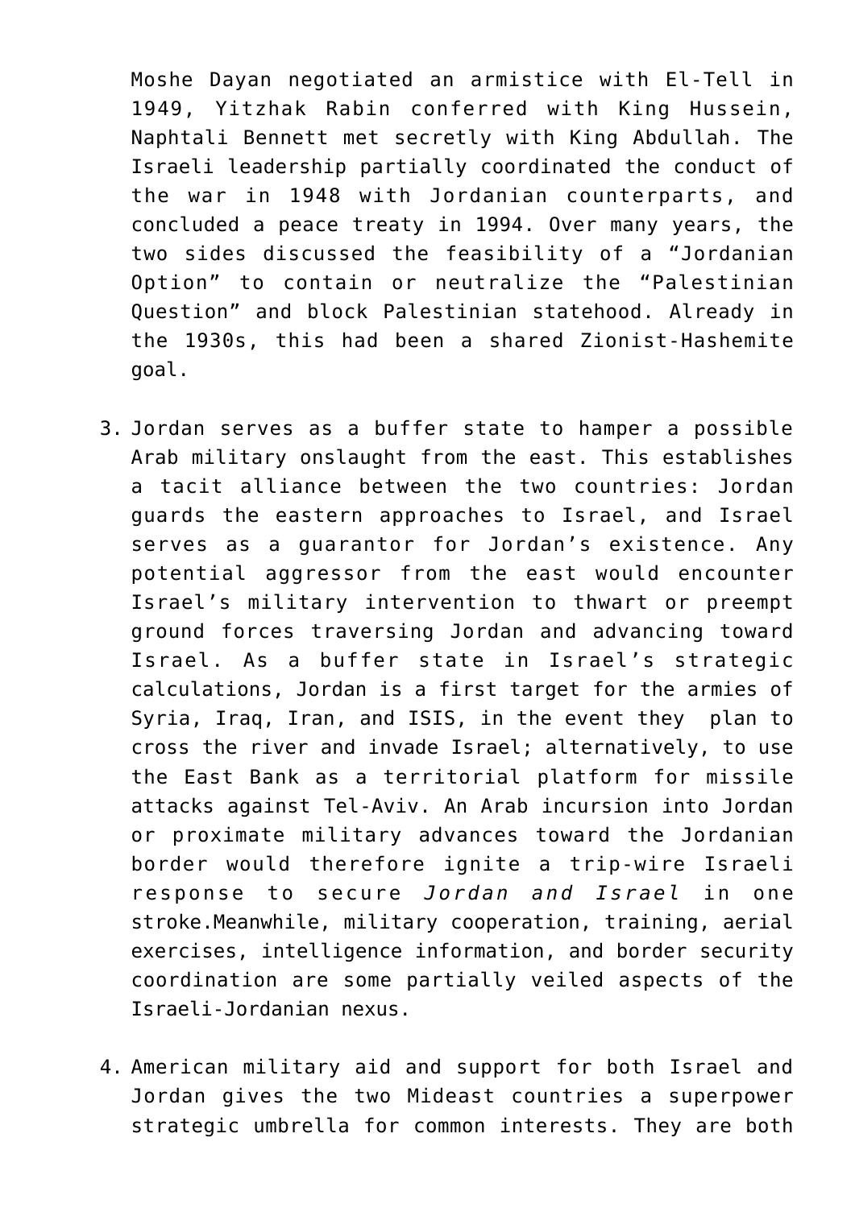Moshe Dayan negotiated an armistice with El-Tell in 1949, Yitzhak Rabin conferred with King Hussein, Naphtali Bennett met secretly with King Abdullah. The Israeli leadership partially coordinated the conduct of the war in 1948 with Jordanian counterparts, and concluded a peace treaty in 1994. Over many years, the two sides discussed the feasibility of a "Jordanian Option" to contain or neutralize the "Palestinian Question" and block Palestinian statehood. Already in the 1930s, this had been a shared Zionist-Hashemite goal.

3. Jordan serves as a buffer state to hamper a possible Arab military onslaught from the east. This establishes a tacit alliance between the two countries: Jordan guards the eastern approaches to Israel, and Israel serves as a guarantor for Jordan's existence. Any potential aggressor from the east would encounter Israel's military intervention to thwart or preempt ground forces traversing Jordan and advancing toward Israel. As a buffer state in Israel's strategic calculations, Jordan is a first target for the armies of Syria, Iraq, Iran, and ISIS, in the event they plan to cross the river and invade Israel; alternatively, to use the East Bank as a territorial platform for missile attacks against Tel-Aviv. An Arab incursion into Jordan or proximate military advances toward the Jordanian border would therefore ignite a trip-wire Israeli response to secure *Jordan and Israel* in one stroke.Meanwhile, military cooperation, training, aerial exercises, intelligence information, and border security coordination are some partially veiled aspects of the Israeli-Jordanian nexus.

4. American military aid and support for both Israel and Jordan gives the two Mideast countries a superpower strategic umbrella for common interests. They are both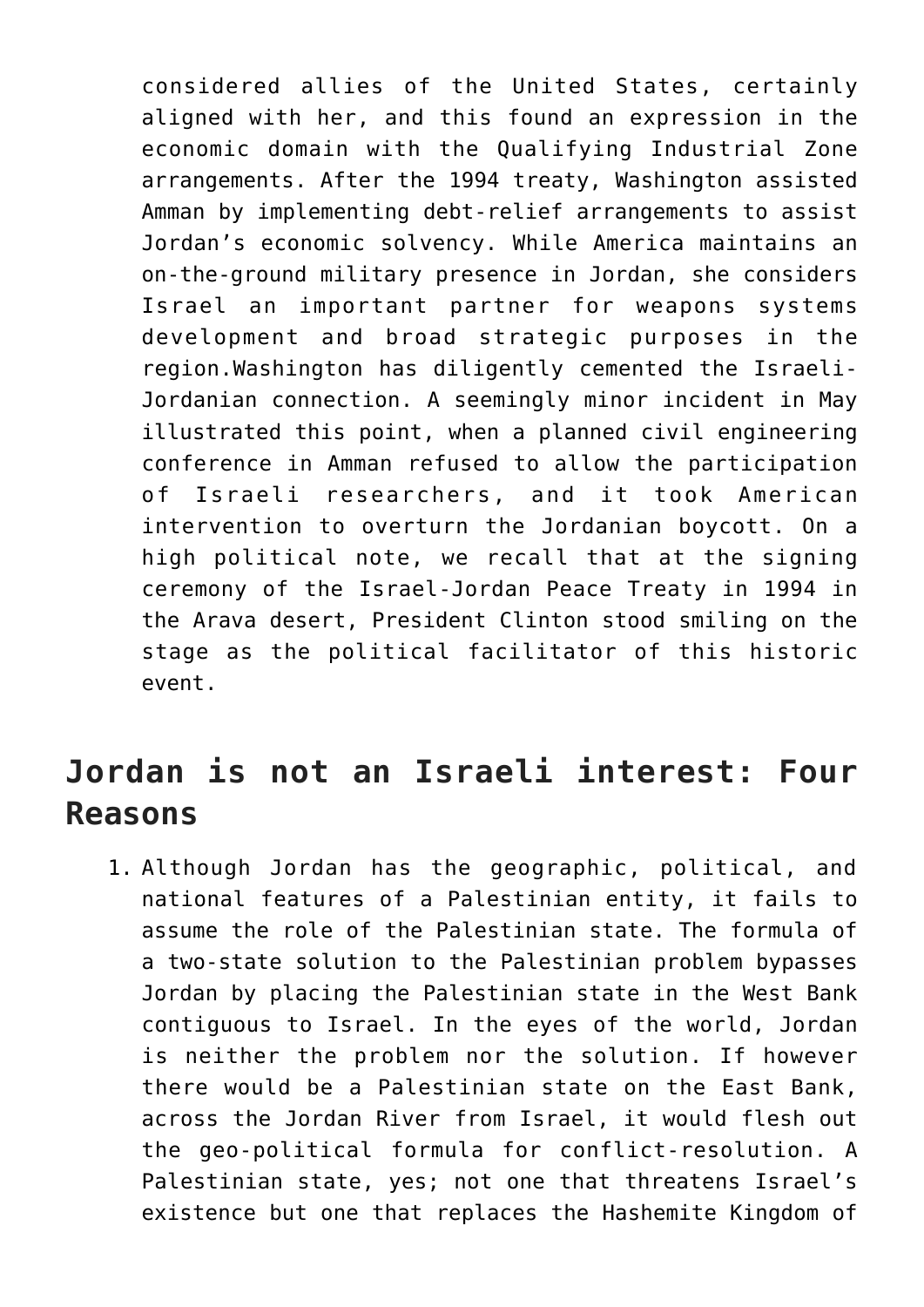considered allies of the United States, certainly aligned with her, and this found an expression in the economic domain with the Qualifying Industrial Zone arrangements. After the 1994 treaty, Washington assisted Amman by implementing debt-relief arrangements to assist Jordan's economic solvency. While America maintains an on-the-ground military presence in Jordan, she considers Israel an important partner for weapons systems development and broad strategic purposes in the region.Washington has diligently cemented the Israeli-Jordanian connection. A seemingly minor incident in May illustrated this point, when a planned civil engineering conference in Amman refused to allow the participation of Israeli researchers, and it took American intervention to overturn the Jordanian boycott. On a high political note, we recall that at the signing ceremony of the Israel-Jordan Peace Treaty in 1994 in the Arava desert, President Clinton stood smiling on the stage as the political facilitator of this historic event.

## Jordan is not an Israeli interest: Four Reasons

1. Although Jordan has the geographic, political, and national features of a Palestinian entity, it fails to assume the role of the Palestinian state. The formula of a two-state solution to the Palestinian problem bypasses Jordan by placing the Palestinian state in the West Bank contiguous to Israel. In the eyes of the world, Jordan is neither the problem nor the solution. If however there would be a Palestinian state on the East Bank, across the Jordan River from Israel, it would flesh out the geo-political formula for conflict-resolution. A Palestinian state, yes; not one that threatens Israel's existence but one that replaces the Hashemite Kingdom of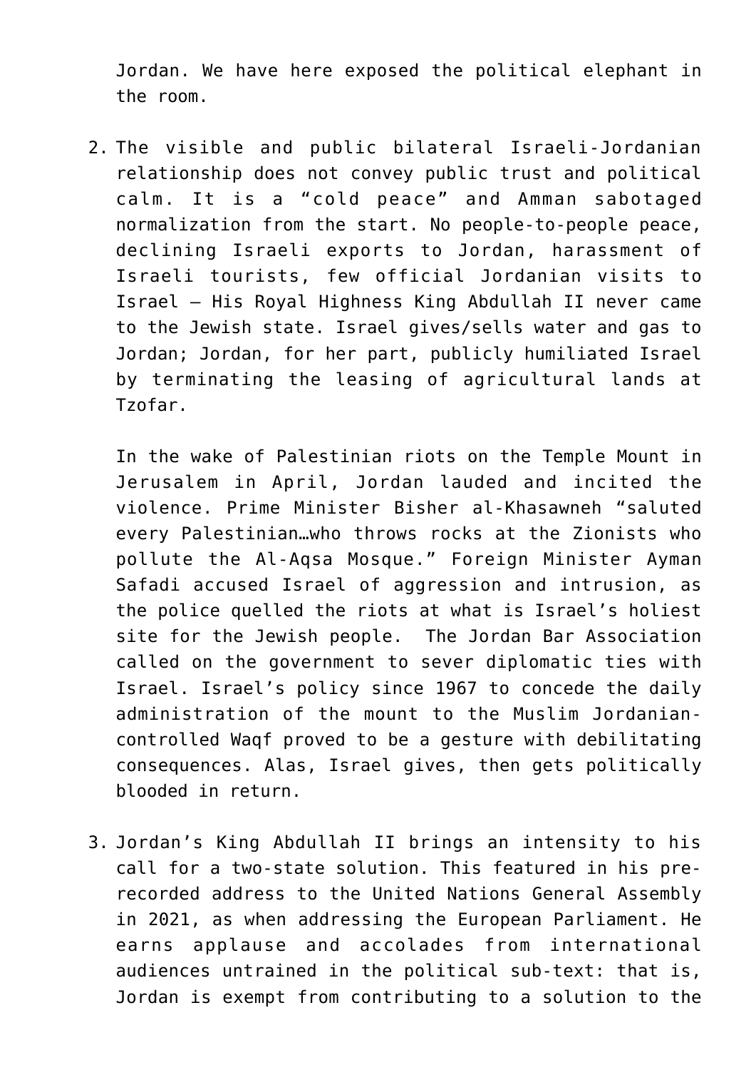Jordan. We have here exposed the political elephant in the room.

2. The visible and public bilateral Israeli-Jordanian relationship does not convey public trust and political calm. It is a "cold peace" and Amman sabotaged normalization from the start. No people-to-people peace, declining Israeli exports to Jordan, harassment of Israeli tourists, few official Jordanian visits to Israel – His Royal Highness King Abdullah II never came to the Jewish state. Israel gives/sells water and gas to Jordan; Jordan, for her part, publicly humiliated Israel by terminating the leasing of agricultural lands at Tzofar.

   In the wake of Palestinian riots on the Temple Mount in Jerusalem in April, Jordan lauded and incited the violence. Prime Minister Bisher al-Khasawneh "saluted every Palestinian…who throws rocks at the Zionists who pollute the Al-Aqsa Mosque." Foreign Minister Ayman Safadi accused Israel of aggression and intrusion, as the police quelled the riots at what is Israel's holiest site for the Jewish people. The Jordan Bar Association called on the government to sever diplomatic ties with Israel. Israel's policy since 1967 to concede the daily administration of the mount to the Muslim Jordanian-controlled Waqf proved to be a gesture with debilitating consequences. Alas, Israel gives, then gets politically blooded in return.

3. Jordan's King Abdullah II brings an intensity to his call for a two-state solution. This featured in his pre-recorded address to the United Nations General Assembly in 2021, as when addressing the European Parliament. He earns applause and accolades from international audiences untrained in the political sub-text: that is, Jordan is exempt from contributing to a solution to the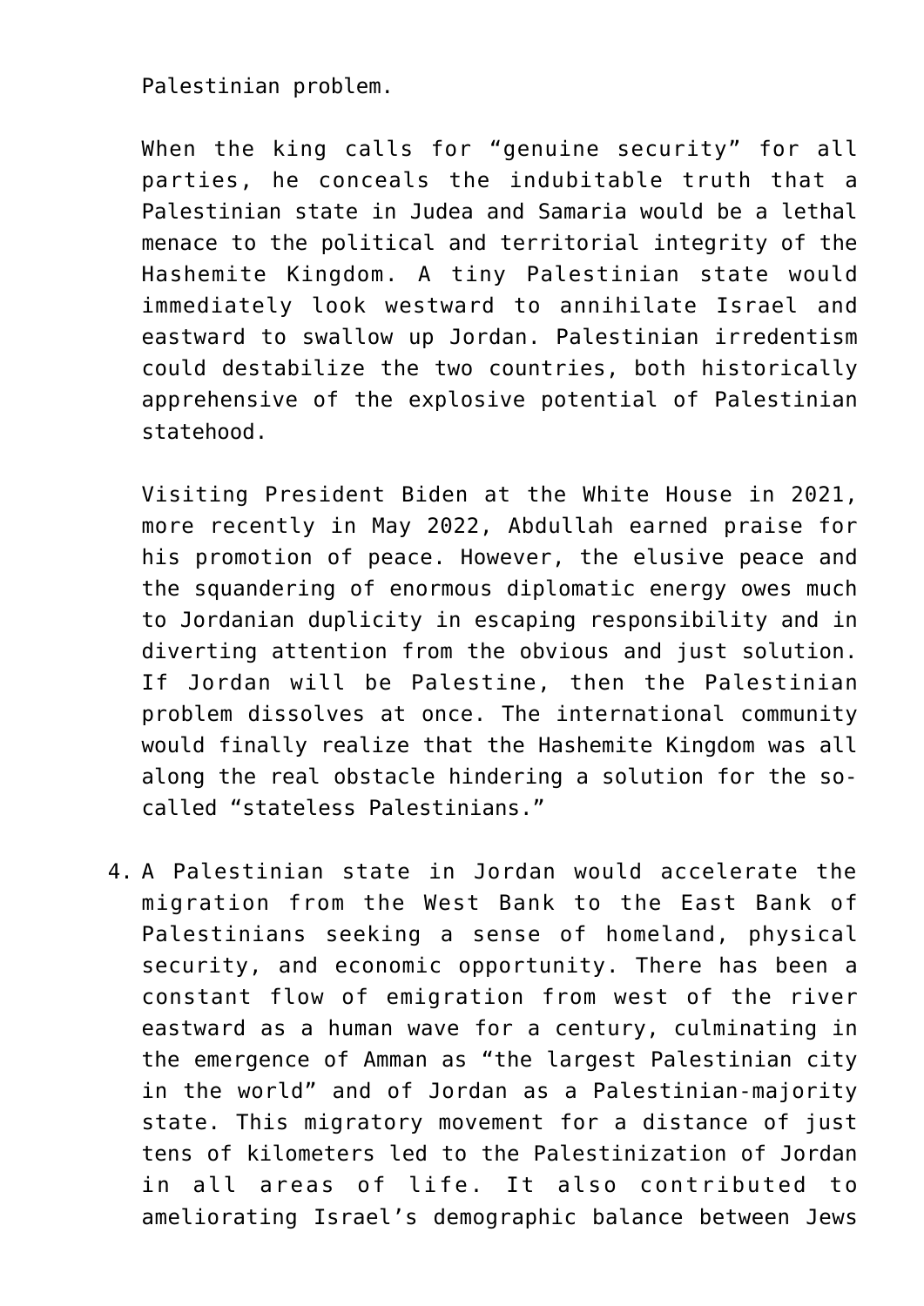Palestinian problem.

When the king calls for "genuine security" for all parties, he conceals the indubitable truth that a Palestinian state in Judea and Samaria would be a lethal menace to the political and territorial integrity of the Hashemite Kingdom. A tiny Palestinian state would immediately look westward to annihilate Israel and eastward to swallow up Jordan. Palestinian irredentism could destabilize the two countries, both historically apprehensive of the explosive potential of Palestinian statehood.

Visiting President Biden at the White House in 2021, more recently in May 2022, Abdullah earned praise for his promotion of peace. However, the elusive peace and the squandering of enormous diplomatic energy owes much to Jordanian duplicity in escaping responsibility and in diverting attention from the obvious and just solution. If Jordan will be Palestine, then the Palestinian problem dissolves at once. The international community would finally realize that the Hashemite Kingdom was all along the real obstacle hindering a solution for the so-called "stateless Palestinians."

4. A Palestinian state in Jordan would accelerate the migration from the West Bank to the East Bank of Palestinians seeking a sense of homeland, physical security, and economic opportunity. There has been a constant flow of emigration from west of the river eastward as a human wave for a century, culminating in the emergence of Amman as "the largest Palestinian city in the world" and of Jordan as a Palestinian-majority state. This migratory movement for a distance of just tens of kilometers led to the Palestinization of Jordan in all areas of life. It also contributed to ameliorating Israel's demographic balance between Jews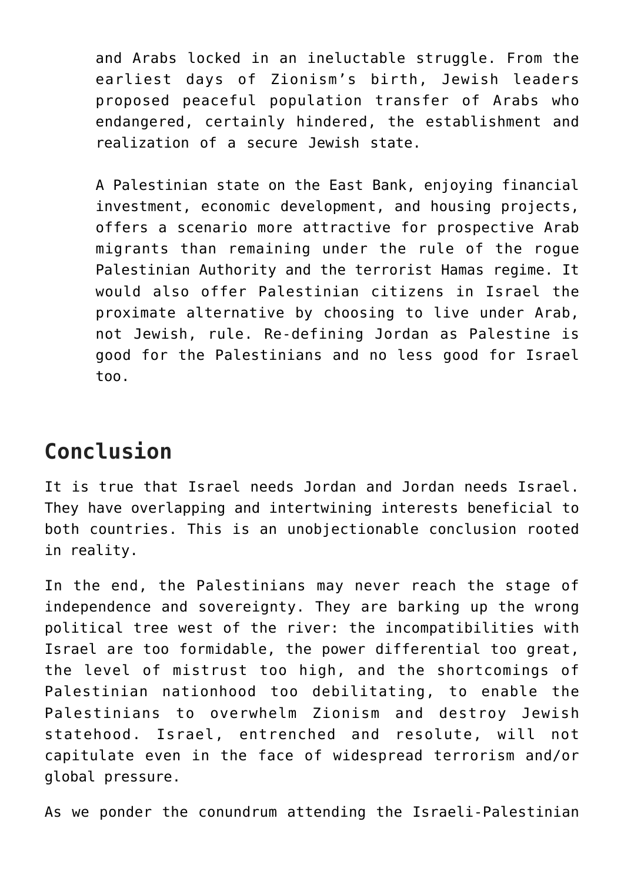and Arabs locked in an ineluctable struggle. From the earliest days of Zionism's birth, Jewish leaders proposed peaceful population transfer of Arabs who endangered, certainly hindered, the establishment and realization of a secure Jewish state.

A Palestinian state on the East Bank, enjoying financial investment, economic development, and housing projects, offers a scenario more attractive for prospective Arab migrants than remaining under the rule of the rogue Palestinian Authority and the terrorist Hamas regime. It would also offer Palestinian citizens in Israel the proximate alternative by choosing to live under Arab, not Jewish, rule. Re-defining Jordan as Palestine is good for the Palestinians and no less good for Israel too.

## Conclusion

It is true that Israel needs Jordan and Jordan needs Israel. They have overlapping and intertwining interests beneficial to both countries. This is an unobjectionable conclusion rooted in reality.

In the end, the Palestinians may never reach the stage of independence and sovereignty. They are barking up the wrong political tree west of the river: the incompatibilities with Israel are too formidable, the power differential too great, the level of mistrust too high, and the shortcomings of Palestinian nationhood too debilitating, to enable the Palestinians to overwhelm Zionism and destroy Jewish statehood. Israel, entrenched and resolute, will not capitulate even in the face of widespread terrorism and/or global pressure.

As we ponder the conundrum attending the Israeli-Palestinian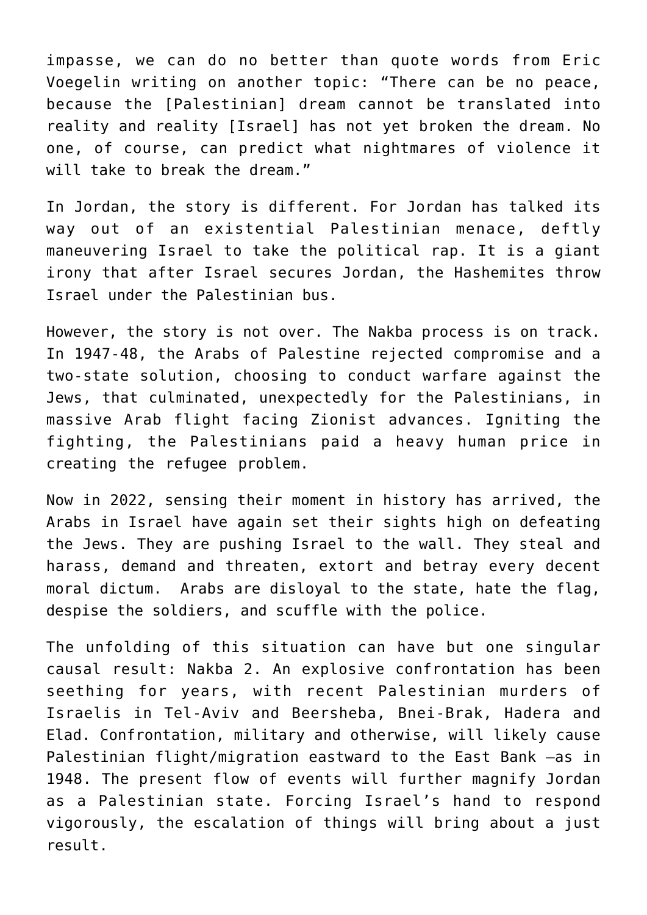impasse, we can do no better than quote words from Eric Voegelin writing on another topic: "There can be no peace, because the [Palestinian] dream cannot be translated into reality and reality [Israel] has not yet broken the dream. No one, of course, can predict what nightmares of violence it will take to break the dream."

In Jordan, the story is different. For Jordan has talked its way out of an existential Palestinian menace, deftly maneuvering Israel to take the political rap. It is a giant irony that after Israel secures Jordan, the Hashemites throw Israel under the Palestinian bus.

However, the story is not over. The Nakba process is on track. In 1947-48, the Arabs of Palestine rejected compromise and a two-state solution, choosing to conduct warfare against the Jews, that culminated, unexpectedly for the Palestinians, in massive Arab flight facing Zionist advances. Igniting the fighting, the Palestinians paid a heavy human price in creating the refugee problem.

Now in 2022, sensing their moment in history has arrived, the Arabs in Israel have again set their sights high on defeating the Jews. They are pushing Israel to the wall. They steal and harass, demand and threaten, extort and betray every decent moral dictum.  Arabs are disloyal to the state, hate the flag, despise the soldiers, and scuffle with the police.

The unfolding of this situation can have but one singular causal result: Nakba 2. An explosive confrontation has been seething for years, with recent Palestinian murders of Israelis in Tel-Aviv and Beersheba, Bnei-Brak, Hadera and Elad. Confrontation, military and otherwise, will likely cause Palestinian flight/migration eastward to the East Bank –as in 1948. The present flow of events will further magnify Jordan as a Palestinian state. Forcing Israel's hand to respond vigorously, the escalation of things will bring about a just result.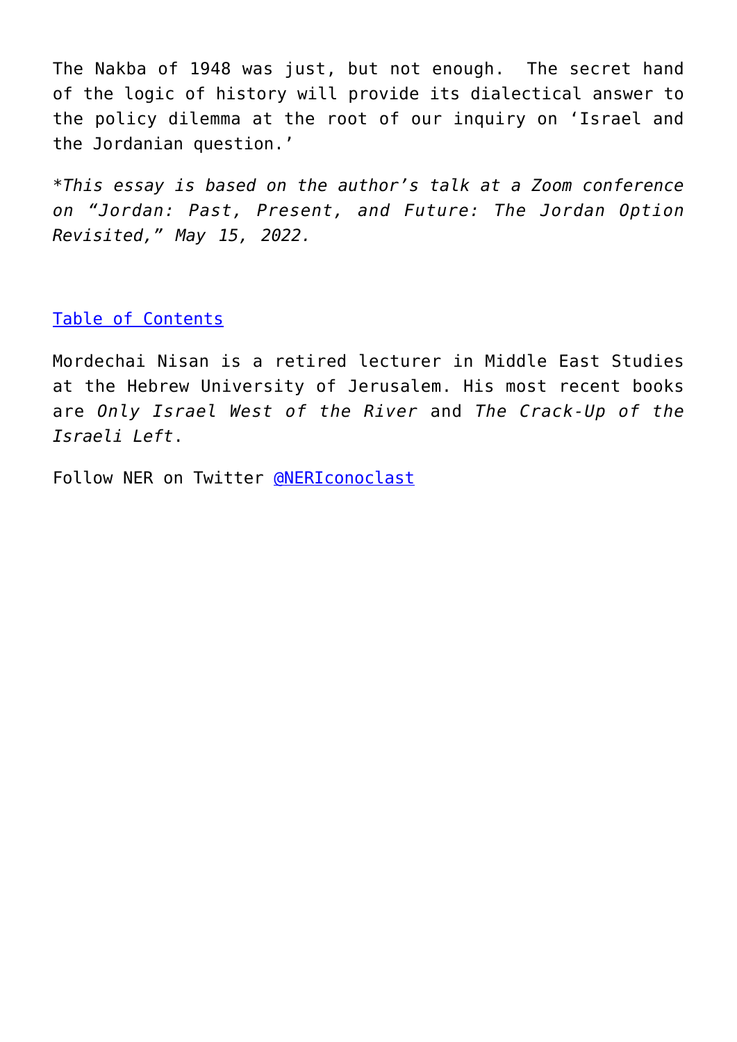The Nakba of 1948 was just, but not enough. The secret hand of the logic of history will provide its dialectical answer to the policy dilemma at the root of our inquiry on 'Israel and the Jordanian question.'

**This essay is based on the author's talk at a Zoom conference on "Jordan: Past, Present, and Future: The Jordan Option Revisited," May 15, 2022.*

[Table of Contents]

Mordechai Nisan is a retired lecturer in Middle East Studies at the Hebrew University of Jerusalem. His most recent books are *Only Israel West of the River* and *The Crack-Up of the Israeli Left*.

Follow NER on Twitter [@NERIconoclast]